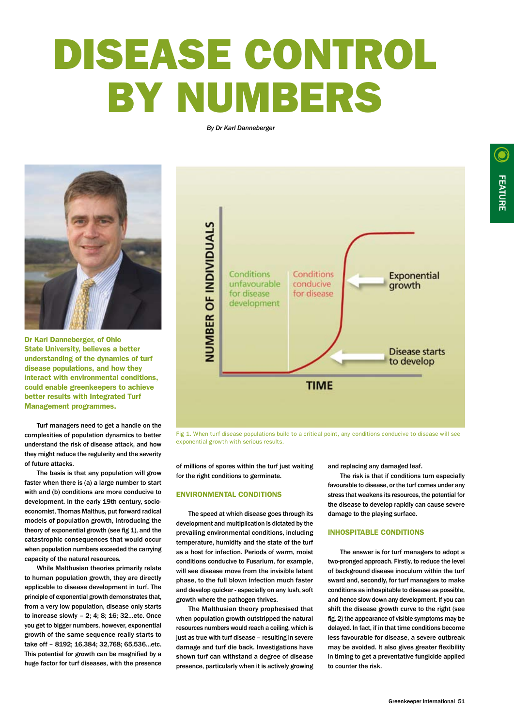# DISEASE CONTROL BY NUMBERS

*By Dr Karl Danneberger*

**Dr Karl Danneberger, of Ohio State University, believes a better understanding of the dynamics of turf disease populations, and how they interact with environmental conditions, could enable greenkeepers to achieve better results with Integrated Turf Management programmes.**

Turf managers need to get a handle on the complexities of population dynamics to better understand the risk of disease attack, and how they might reduce the regularity and the severity of future attacks.

The basis is that any population will grow faster when there is (a) a large number to start with and (b) conditions are more conducive to development. In the early 19th century, socio-economist, Thomas Malthus, put forward radical models of population growth, introducing the theory of exponential growth (see fig 1), and the catastrophic consequences that would occur when population numbers exceeded the carrying capacity of the natural resources.

While Malthusian theories primarily relate to human population growth, they are directly applicable to disease development in turf. The principle of exponential growth demonstrates that, from a very low population, disease only starts to increase slowly – 2; 4; 8; 16; 32...etc. Once you get to bigger numbers, however, exponential growth of the same sequence really starts to take off – 8192; 16,384; 32,768; 65,536...etc. This potential for growth can be magnified by a huge factor for turf diseases, with the presence of millions of spores within the turf just waiting for the right conditions to germinate.

Fig 1. When turf disease populations build to a critical point, any conditions conducive to disease will see exponential growth with serious results.

## ENVIRONMENTAL CONDITIONS

The speed at which disease goes through its development and multiplication is dictated by the prevailing environmental conditions, including temperature, humidity and the state of the turf as a host for infection. Periods of warm, moist conditions conducive to Fusarium, for example, will see disease move from the invisible latent phase, to the full blown infection much faster and develop quicker - especially on any lush, soft growth where the pathogen thrives.

The Malthusian theory prophesised that when population growth outstripped the natural resources numbers would reach a ceiling, which is just as true with turf disease – resulting in severe damage and turf die back. Investigations have shown turf can withstand a degree of disease presence, particularly when it is actively growing and replacing any damaged leaf.

The risk is that if conditions turn especially favourable to disease, or the turf comes under any stress that weakens its resources, the potential for the disease to develop rapidly can cause severe damage to the playing surface.

## INHOSPITABLE CONDITIONS

The answer is for turf managers to adopt a two-pronged approach. Firstly, to reduce the level of background disease inoculum within the turf sward and, secondly, for turf managers to make conditions as inhospitable to disease as possible, and hence slow down any development. If you can shift the disease growth curve to the right (see fig. 2) the appearance of visible symptoms may be delayed. In fact, if in that time conditions become less favourable for disease, a severe outbreak may be avoided. It also gives greater flexibility in timing to get a preventative fungicide applied to counter the risk.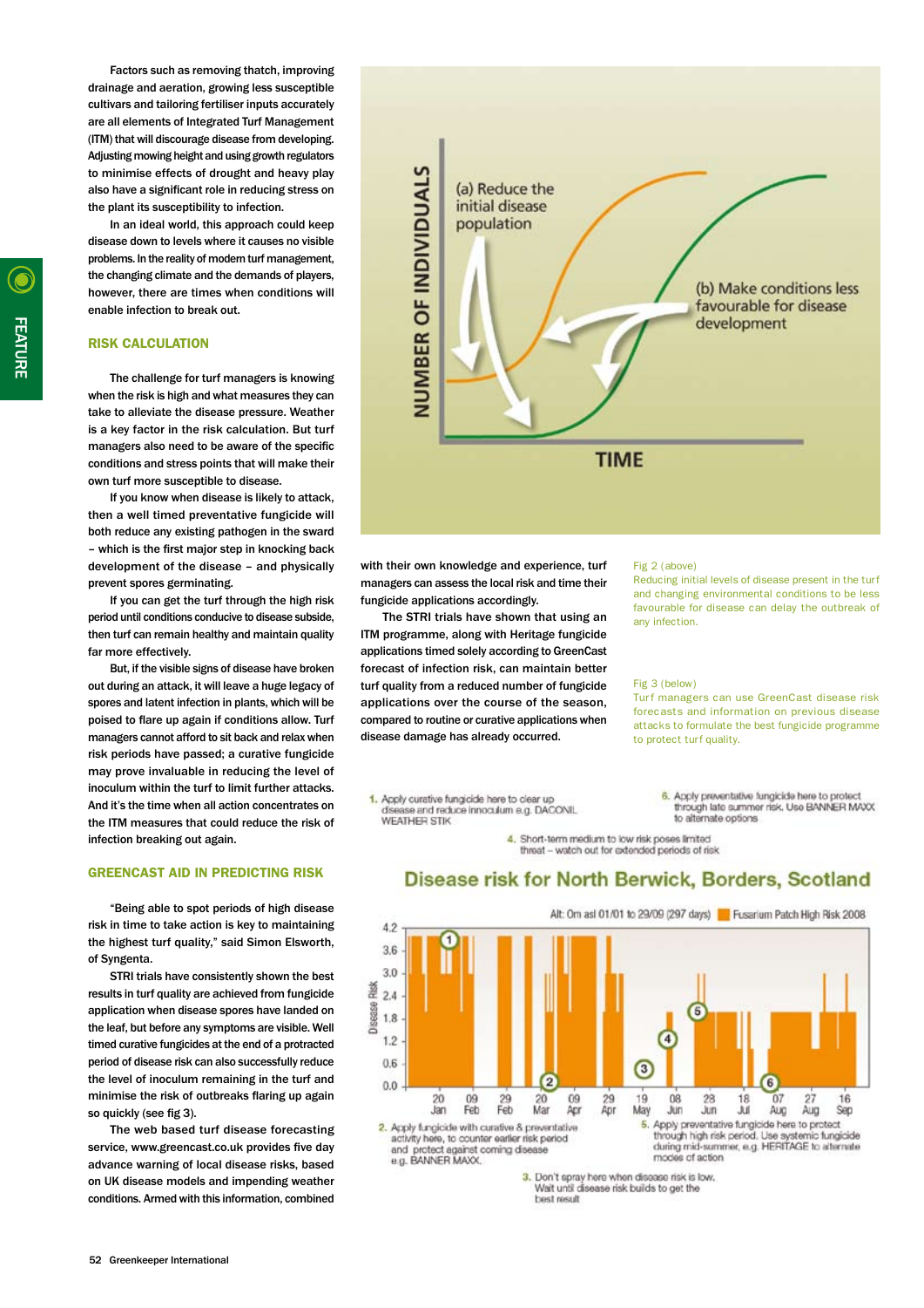Factors such as removing thatch, improving drainage and aeration, growing less susceptible cultivars and tailoring fertiliser inputs accurately are all elements of Integrated Turf Management (ITM) that will discourage disease from developing. Adjusting mowing height and using growth regulators to minimise effects of drought and heavy play also have a significant role in reducing stress on the plant its susceptibility to infection.

In an ideal world, this approach could keep disease down to levels where it causes no visible problems. In the reality of modern turf management, the changing climate and the demands of players, however, there are times when conditions will enable infection to break out.

## RISK CALCULATION

The challenge for turf managers is knowing when the risk is high and what measures they can take to alleviate the disease pressure. Weather is a key factor in the risk calculation. But turf managers also need to be aware of the specific conditions and stress points that will make their own turf more susceptible to disease.

If you know when disease is likely to attack, then a well timed preventative fungicide will both reduce any existing pathogen in the sward – which is the first major step in knocking back development of the disease – and physically prevent spores germinating.

If you can get the turf through the high risk period until conditions conducive to disease subside, then turf can remain healthy and maintain quality far more effectively.

But, if the visible signs of disease have broken out during an attack, it will leave a huge legacy of spores and latent infection in plants, which will be poised to flare up again if conditions allow. Turf managers cannot afford to sit back and relax when risk periods have passed; a curative fungicide may prove invaluable in reducing the level of inoculum within the turf to limit further attacks. And it's the time when all action concentrates on the ITM measures that could reduce the risk of infection breaking out again.

## GREENCAST AID IN PREDICTING RISK

"Being able to spot periods of high disease risk in time to take action is key to maintaining the highest turf quality," said Simon Elsworth, of Syngenta.

STRI trials have consistently shown the best results in turf quality are achieved from fungicide application when disease spores have landed on the leaf, but before any symptoms are visible. Well timed curative fungicides at the end of a protracted period of disease risk can also successfully reduce the level of inoculum remaining in the turf and minimise the risk of outbreaks flaring up again so quickly (see fig 3).

The web based turf disease forecasting service, www.greencast.co.uk provides five day advance warning of local disease risks, based on UK disease models and impending weather conditions. Armed with this information, combined with their own knowledge and experience, turf managers can assess the local risk and time their fungicide applications accordingly.

The STRI trials have shown that using an ITM programme, along with Heritage fungicide applications timed solely according to GreenCast forecast of infection risk, can maintain better turf quality from a reduced number of fungicide applications over the course of the season, compared to routine or curative applications when disease damage has already occurred.

NUMBER OF INDIVIDUALS

(a) Reduce the initial disease population

(b) Make conditions less favourable for disease development

TIME

Fig 2 (above)
Reducing initial levels of disease present in the turf and changing environmental conditions to be less favourable for disease development can delay the outbreak of any infection.

Fig 3 (below)
Turf managers can use GreenCast disease risk forecasts and information on previous disease attacks to formulate the best fungicide programme to protect turf quality.

1. Apply curative fungicide here to clear up disease and reduce inoculum e.g. DACONIL WEATHER STIK

6. Apply preventative fungicide here to protect through late summer risk. Use BANNER MAXX to alternate options

4. Short-term medium to low risk poses limited threat – watch out for extended periods of risk

Disease risk for North Berwick, Borders, Scotland

Alt: 0m asl 01/01 to 29/09 (297 days) Fusarium Patch High Risk 2008

Disease Risk

4.2
3.6
3.0
2.4
1.8
1.2
0.6
0.0

20 Jan, 09 Feb, 29 Feb, 20 Mar, 09 Apr, 29 Apr, 19 May, 08 Jun, 28 Jun, 18 Jul, 07 Aug, 27 Aug, 16 Sep

2. Apply fungicide with curative & preventative activity here, to counter earlier risk period and protect against coming disease e.g. BANNER MAXX.

5. Apply preventative fungicide here to protect through high risk period. Use systemic fungicide during mid-summer, e.g. HERITAGE to alternate modes of action

3. Don't spray here when disease risk is low. Wait until disease risk builds to get the best result